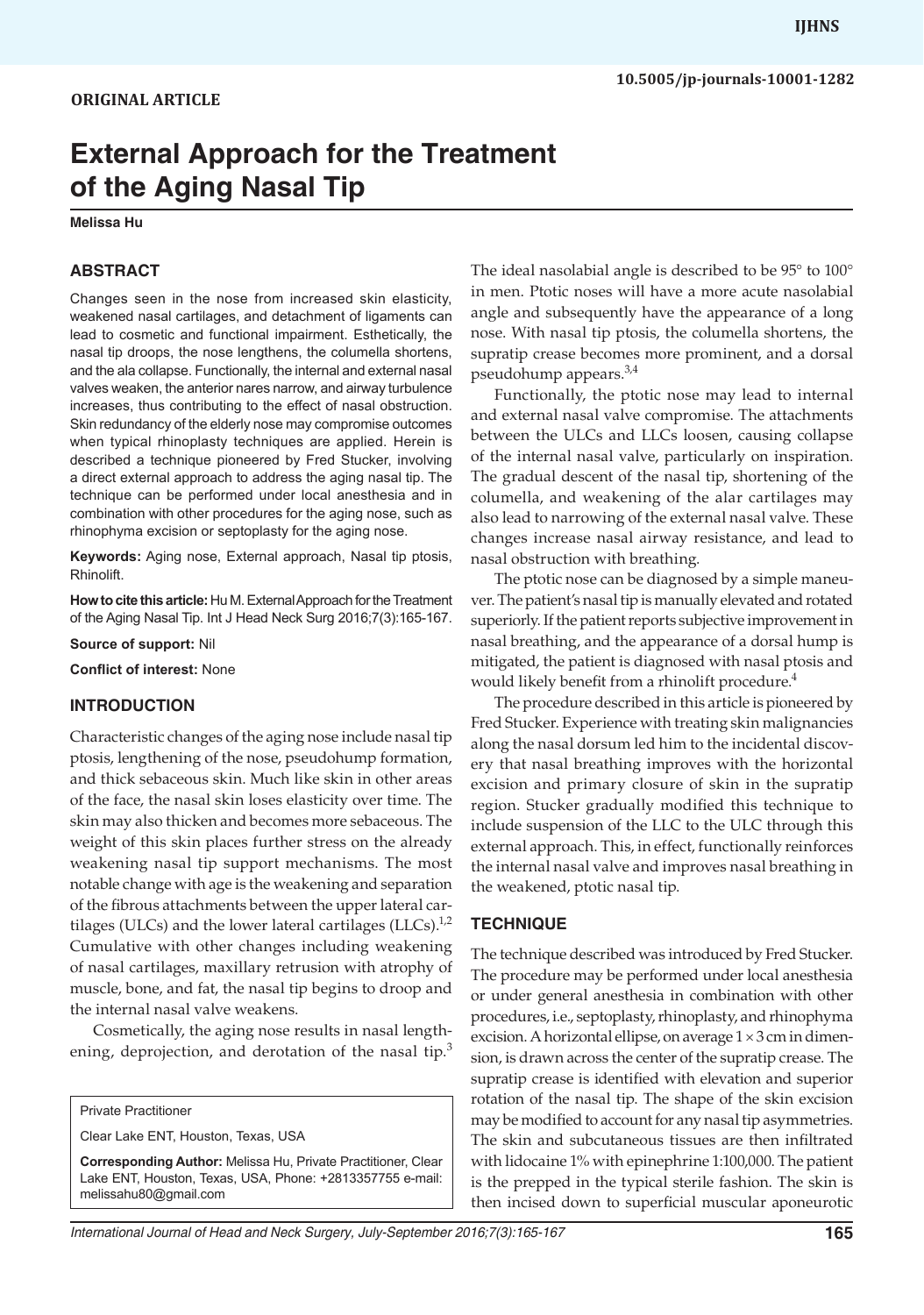ORIGINAL ARTICLE

10.5005/jp-journals-10001-1282

# External Approach for the Treatment of the Aging Nasal Tip

**Melissa Hu**

## ABSTRACT

Changes seen in the nose from increased skin elasticity, weakened nasal cartilages, and detachment of ligaments can lead to cosmetic and functional impairment. Esthetically, the nasal tip droops, the nose lengthens, the columella shortens, and the ala collapse. Functionally, the internal and external nasal valves weaken, the anterior nares narrow, and airway turbulence increases, thus contributing to the effect of nasal obstruction. Skin redundancy of the elderly nose may compromise outcomes when typical rhinoplasty techniques are applied. Herein is described a technique pioneered by Fred Stucker, involving a direct external approach to address the aging nasal tip. The technique can be performed under local anesthesia and in combination with other procedures for the aging nose, such as rhinophyma excision or septoplasty for the aging nose.

**Keywords:** Aging nose, External approach, Nasal tip ptosis, Rhinolift.

**How to cite this article:** Hu M. External Approach for the Treatment of the Aging Nasal Tip. Int J Head Neck Surg 2016;7(3):165-167.

**Source of support:** Nil

**Conflict of interest:** None

## INTRODUCTION

Characteristic changes of the aging nose include nasal tip ptosis, lengthening of the nose, pseudohump formation, and thick sebaceous skin. Much like skin in other areas of the face, the nasal skin loses elasticity over time. The skin may also thicken and becomes more sebaceous. The weight of this skin places further stress on the already weakening nasal tip support mechanisms. The most notable change with age is the weakening and separation of the fibrous attachments between the upper lateral cartilages (ULCs) and the lower lateral cartilages (LLCs).[1,2] Cumulative with other changes including weakening of nasal cartilages, maxillary retrusion with atrophy of muscle, bone, and fat, the nasal tip begins to droop and the internal nasal valve weakens.

Cosmetically, the aging nose results in nasal lengthening, deprojection, and derotation of the nasal tip.[3] The ideal nasolabial angle is described to be 95° to 100° in men. Ptotic noses will have a more acute nasolabial angle and subsequently have the appearance of a long nose. With nasal tip ptosis, the columella shortens, the supratip crease becomes more prominent, and a dorsal pseudohump appears.[3,4]

Functionally, the ptotic nose may lead to internal and external nasal valve compromise. The attachments between the ULCs and LLCs loosen, causing collapse of the internal nasal valve, particularly on inspiration. The gradual descent of the nasal tip, shortening of the columella, and weakening of the alar cartilages may also lead to narrowing of the external nasal valve. These changes increase nasal airway resistance, and lead to nasal obstruction with breathing.

The ptotic nose can be diagnosed by a simple maneuver. The patient's nasal tip is manually elevated and rotated superiorly. If the patient reports subjective improvement in nasal breathing, and the appearance of a dorsal hump is mitigated, the patient is diagnosed with nasal ptosis and would likely benefit from a rhinolift procedure.[4]

The procedure described in this article is pioneered by Fred Stucker. Experience with treating skin malignancies along the nasal dorsum led him to the incidental discovery that nasal breathing improves with the horizontal excision and primary closure of skin in the supratip region. Stucker gradually modified this technique to include suspension of the LLC to the ULC through this external approach. This, in effect, functionally reinforces the internal nasal valve and improves nasal breathing in the weakened, ptotic nasal tip.

## TECHNIQUE

The technique described was introduced by Fred Stucker. The procedure may be performed under local anesthesia or under general anesthesia in combination with other procedures, i.e., septoplasty, rhinoplasty, and rhinophyma excision. A horizontal ellipse, on average 1 × 3 cm in dimension, is drawn across the center of the supratip crease. The supratip crease is identified with elevation and superior rotation of the nasal tip. The shape of the skin excision may be modified to account for any nasal tip asymmetries. The skin and subcutaneous tissues are then infiltrated with lidocaine 1% with epinephrine 1:100,000. The patient is the prepped in the typical sterile fashion. The skin is then incised down to superficial muscular aponeurotic

Private Practitioner

Clear Lake ENT, Houston, Texas, USA

**Corresponding Author:** Melissa Hu, Private Practitioner, Clear Lake ENT, Houston, Texas, USA, Phone: +2813357755 e-mail: melissahu80@gmail.com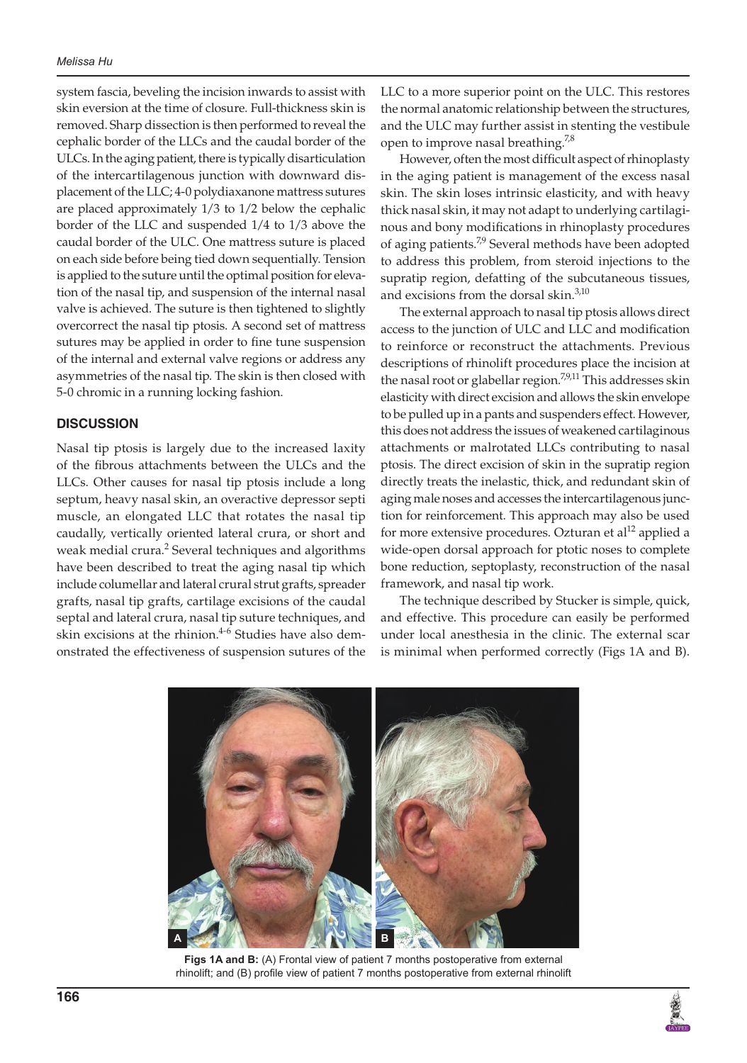system fascia, beveling the incision inwards to assist with skin eversion at the time of closure. Full-thickness skin is removed. Sharp dissection is then performed to reveal the cephalic border of the LLCs and the caudal border of the ULCs. In the aging patient, there is typically disarticulation of the intercartilagenous junction with downward displacement of the LLC; 4-0 polydiaxanone mattress sutures are placed approximately 1/3 to 1/2 below the cephalic border of the LLC and suspended 1/4 to 1/3 above the caudal border of the ULC. One mattress suture is placed on each side before being tied down sequentially. Tension is applied to the suture until the optimal position for elevation of the nasal tip, and suspension of the internal nasal valve is achieved. The suture is then tightened to slightly overcorrect the nasal tip ptosis. A second set of mattress sutures may be applied in order to fine tune suspension of the internal and external valve regions or address any asymmetries of the nasal tip. The skin is then closed with 5-0 chromic in a running locking fashion.

## DISCUSSION

Nasal tip ptosis is largely due to the increased laxity of the fibrous attachments between the ULCs and the LLCs. Other causes for nasal tip ptosis include a long septum, heavy nasal skin, an overactive depressor septi muscle, an elongated LLC that rotates the nasal tip caudally, vertically oriented lateral crura, or short and weak medial crura.[2] Several techniques and algorithms have been described to treat the aging nasal tip which include columellar and lateral crural strut grafts, spreader grafts, nasal tip grafts, cartilage excisions of the caudal septal and lateral crura, nasal tip suture techniques, and skin excisions at the rhinion.[4-6] Studies have also demonstrated the effectiveness of suspension sutures of the LLC to a more superior point on the ULC. This restores the normal anatomic relationship between the structures, and the ULC may further assist in stenting the vestibule open to improve nasal breathing.[7,8]

However, often the most difficult aspect of rhinoplasty in the aging patient is management of the excess nasal skin. The skin loses intrinsic elasticity, and with heavy thick nasal skin, it may not adapt to underlying cartilaginous and bony modifications in rhinoplasty procedures of aging patients.[7,9] Several methods have been adopted to address this problem, from steroid injections to the supratip region, defatting of the subcutaneous tissues, and excisions from the dorsal skin.[3,10]

The external approach to nasal tip ptosis allows direct access to the junction of ULC and LLC and modification to reinforce or reconstruct the attachments. Previous descriptions of rhinolift procedures place the incision at the nasal root or glabellar region.[7,9,11] This addresses skin elasticity with direct excision and allows the skin envelope to be pulled up in a pants and suspenders effect. However, this does not address the issues of weakened cartilaginous attachments or malrotated LLCs contributing to nasal ptosis. The direct excision of skin in the supratip region directly treats the inelastic, thick, and redundant skin of aging male noses and accesses the intercartilagenous junction for reinforcement. This approach may also be used for more extensive procedures. Ozturan et al[12] applied a wide-open dorsal approach for ptotic noses to complete bone reduction, septoplasty, reconstruction of the nasal framework, and nasal tip work.

The technique described by Stucker is simple, quick, and effective. This procedure can easily be performed under local anesthesia in the clinic. The external scar is minimal when performed correctly (Figs 1A and B).

**Figs 1A and B:** (A) Frontal view of patient 7 months postoperative from external rhinolift; and (B) profile view of patient 7 months postoperative from external rhinolift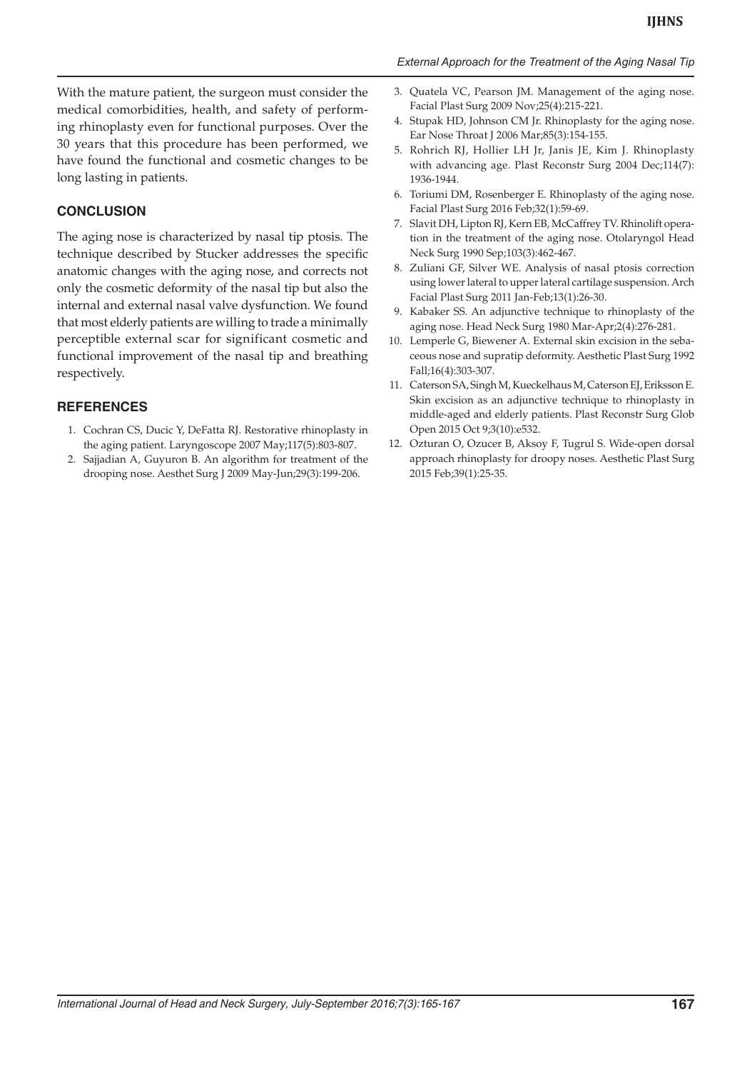With the mature patient, the surgeon must consider the medical comorbidities, health, and safety of performing rhinoplasty even for functional purposes. Over the 30 years that this procedure has been performed, we have found the functional and cosmetic changes to be long lasting in patients.

## CONCLUSION

The aging nose is characterized by nasal tip ptosis. The technique described by Stucker addresses the specific anatomic changes with the aging nose, and corrects not only the cosmetic deformity of the nasal tip but also the internal and external nasal valve dysfunction. We found that most elderly patients are willing to trade a minimally perceptible external scar for significant cosmetic and functional improvement of the nasal tip and breathing respectively.

## REFERENCES

1. Cochran CS, Ducic Y, DeFatta RJ. Restorative rhinoplasty in the aging patient. Laryngoscope 2007 May;117(5):803-807.
2. Sajjadian A, Guyuron B. An algorithm for treatment of the drooping nose. Aesthet Surg J 2009 May-Jun;29(3):199-206.
3. Quatela VC, Pearson JM. Management of the aging nose. Facial Plast Surg 2009 Nov;25(4):215-221.
4. Stupak HD, Johnson CM Jr. Rhinoplasty for the aging nose. Ear Nose Throat J 2006 Mar;85(3):154-155.
5. Rohrich RJ, Hollier LH Jr, Janis JE, Kim J. Rhinoplasty with advancing age. Plast Reconstr Surg 2004 Dec;114(7):1936-1944.
6. Toriumi DM, Rosenberger E. Rhinoplasty of the aging nose. Facial Plast Surg 2016 Feb;32(1):59-69.
7. Slavit DH, Lipton RJ, Kern EB, McCaffrey TV. Rhinolift operation in the treatment of the aging nose. Otolaryngol Head Neck Surg 1990 Sep;103(3):462-467.
8. Zuliani GF, Silver WE. Analysis of nasal ptosis correction using lower lateral to upper lateral cartilage suspension. Arch Facial Plast Surg 2011 Jan-Feb;13(1):26-30.
9. Kabaker SS. An adjunctive technique to rhinoplasty of the aging nose. Head Neck Surg 1980 Mar-Apr;2(4):276-281.
10. Lemperle G, Biewener A. External skin excision in the sebaceous nose and supratip deformity. Aesthetic Plast Surg 1992 Fall;16(4):303-307.
11. Caterson SA, Singh M, Kueckelhaus M, Caterson EJ, Eriksson E. Skin excision as an adjunctive technique to rhinoplasty in middle-aged and elderly patients. Plast Reconstr Surg Glob Open 2015 Oct 9;3(10):e532.
12. Ozturan O, Ozucer B, Aksoy F, Tugrul S. Wide-open dorsal approach rhinoplasty for droopy noses. Aesthetic Plast Surg 2015 Feb;39(1):25-35.